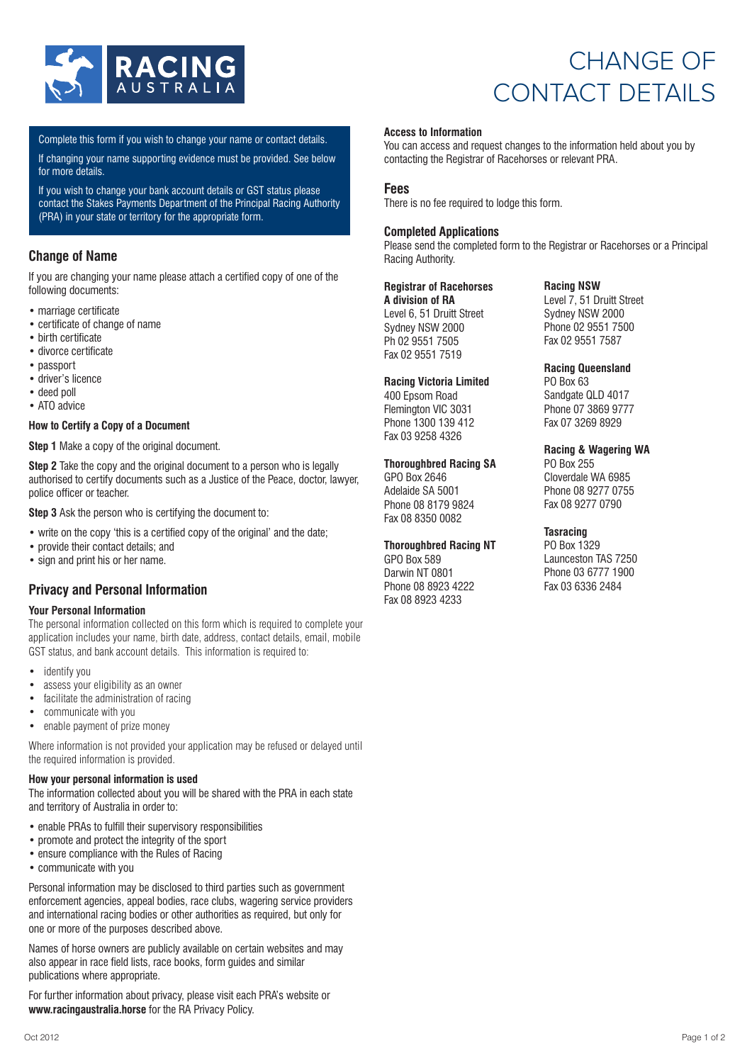RACING AUSTRALIA

# CHANGE OF CONTACT DETAILS

Complete this form if you wish to change your name or contact details.

If changing your name supporting evidence must be provided. See below for more details.

If you wish to change your bank account details or GST status please contact the Stakes Payments Department of the Principal Racing Authority (PRA) in your state or territory for the appropriate form.

## Change of Name

If you are changing your name please attach a certified copy of one of the following documents:

- marriage certificate
- certificate of change of name
- birth certificate
- divorce certificate
- passport
- driver's licence
- deed poll
- ATO advice

### How to Certify a Copy of a Document

**Step 1** Make a copy of the original document.

**Step 2** Take the copy and the original document to a person who is legally authorised to certify documents such as a Justice of the Peace, doctor, lawyer, police officer or teacher.

**Step 3** Ask the person who is certifying the document to:

- write on the copy 'this is a certified copy of the original' and the date;
- provide their contact details; and
- sign and print his or her name.

## Privacy and Personal Information

### Your Personal Information

The personal information collected on this form which is required to complete your application includes your name, birth date, address, contact details, email, mobile GST status, and bank account details. This information is required to:

- identify you
- assess your eligibility as an owner
- facilitate the administration of racing
- communicate with you
- enable payment of prize money

Where information is not provided your application may be refused or delayed until the required information is provided.

### How your personal information is used

The information collected about you will be shared with the PRA in each state and territory of Australia in order to:

- enable PRAs to fulfill their supervisory responsibilities
- promote and protect the integrity of the sport
- ensure compliance with the Rules of Racing
- communicate with you

Personal information may be disclosed to third parties such as government enforcement agencies, appeal bodies, race clubs, wagering service providers and international racing bodies or other authorities as required, but only for one or more of the purposes described above.

Names of horse owners are publicly available on certain websites and may also appear in race field lists, race books, form guides and similar publications where appropriate.

For further information about privacy, please visit each PRA's website or **www.racingaustralia.horse** for the RA Privacy Policy.

### Access to Information

You can access and request changes to the information held about you by contacting the Registrar of Racehorses or relevant PRA.

## Fees

There is no fee required to lodge this form.

## Completed Applications

Please send the completed form to the Registrar or Racehorses or a Principal Racing Authority.

**Registrar of Racehorses**
**A division of RA**
Level 6, 51 Druitt Street
Sydney NSW 2000
Ph 02 9551 7505
Fax 02 9551 7519

**Racing Victoria Limited**
400 Epsom Road
Flemington VIC 3031
Phone 1300 139 412
Fax 03 9258 4326

**Thoroughbred Racing SA**
GPO Box 2646
Adelaide SA 5001
Phone 08 8179 9824
Fax 08 8350 0082

**Thoroughbred Racing NT**
GPO Box 589
Darwin NT 0801
Phone 08 8923 4222
Fax 08 8923 4233

**Racing NSW**
Level 7, 51 Druitt Street
Sydney NSW 2000
Phone 02 9551 7500
Fax 02 9551 7587

**Racing Queensland**
PO Box 63
Sandgate QLD 4017
Phone 07 3869 9777
Fax 07 3269 8929

**Racing & Wagering WA**
PO Box 255
Cloverdale WA 6985
Phone 08 9277 0755
Fax 08 9277 0790

**Tasracing**
PO Box 1329
Launceston TAS 7250
Phone 03 6777 1900
Fax 03 6336 2484

Oct 2012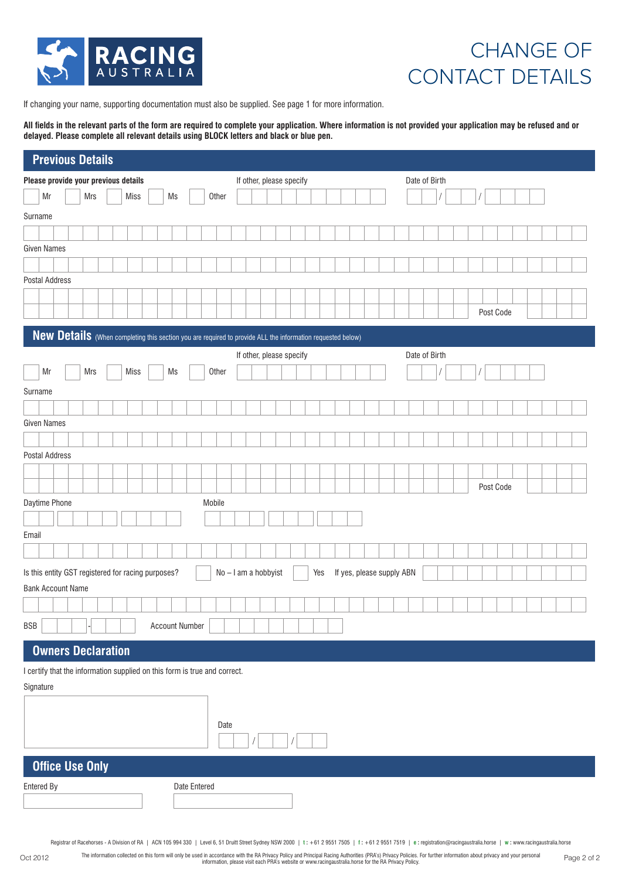# CHANGE OF CONTACT DETAILS

If changing your name, supporting documentation must also be supplied. See page 1 for more information.

**All fields in the relevant parts of the form are required to complete your application. Where information is not provided your application may be refused and or delayed. Please complete all relevant details using BLOCK letters and black or blue pen.**

## Previous Details

**Please provide your previous details**

☐ Mr ☐ Mrs ☐ Miss ☐ Ms ☐ Other

If other, please specify

Date of Birth ___ / ___ / ______

Surname

Given Names

Postal Address

Post Code

## New Details (When completing this section you are required to provide ALL the information requested below)

☐ Mr ☐ Mrs ☐ Miss ☐ Ms ☐ Other

If other, please specify

Date of Birth ___ / ___ / ______

Surname

Given Names

Postal Address

Post Code

Daytime Phone

Mobile

Email

Is this entity GST registered for racing purposes? ☐ No – I am a hobbyist ☐ Yes If yes, please supply ABN

Bank Account Name

BSB ___ - ___ Account Number

## Owners Declaration

I certify that the information supplied on this form is true and correct.

Signature

Date ___ / ___ / ___

## Office Use Only

Entered By

Date Entered

Registrar of Racehorses - A Division of RA | ACN 105 994 330 | Level 6, 51 Druitt Street Sydney NSW 2000 | t: +61 2 9551 7505 | f: +61 2 9551 7519 | e: registration@racingaustralia.horse | w: www.racingaustralia.horse

Oct 2012

The information collected on this form will only be used in accordance with the RA Privacy Policy and Principal Racing Authorities (PRA's) Privacy Policies. For further information about privacy and your personal information, please visit each PRA's website or www.racingaustralia.horse for the RA Privacy Policy.